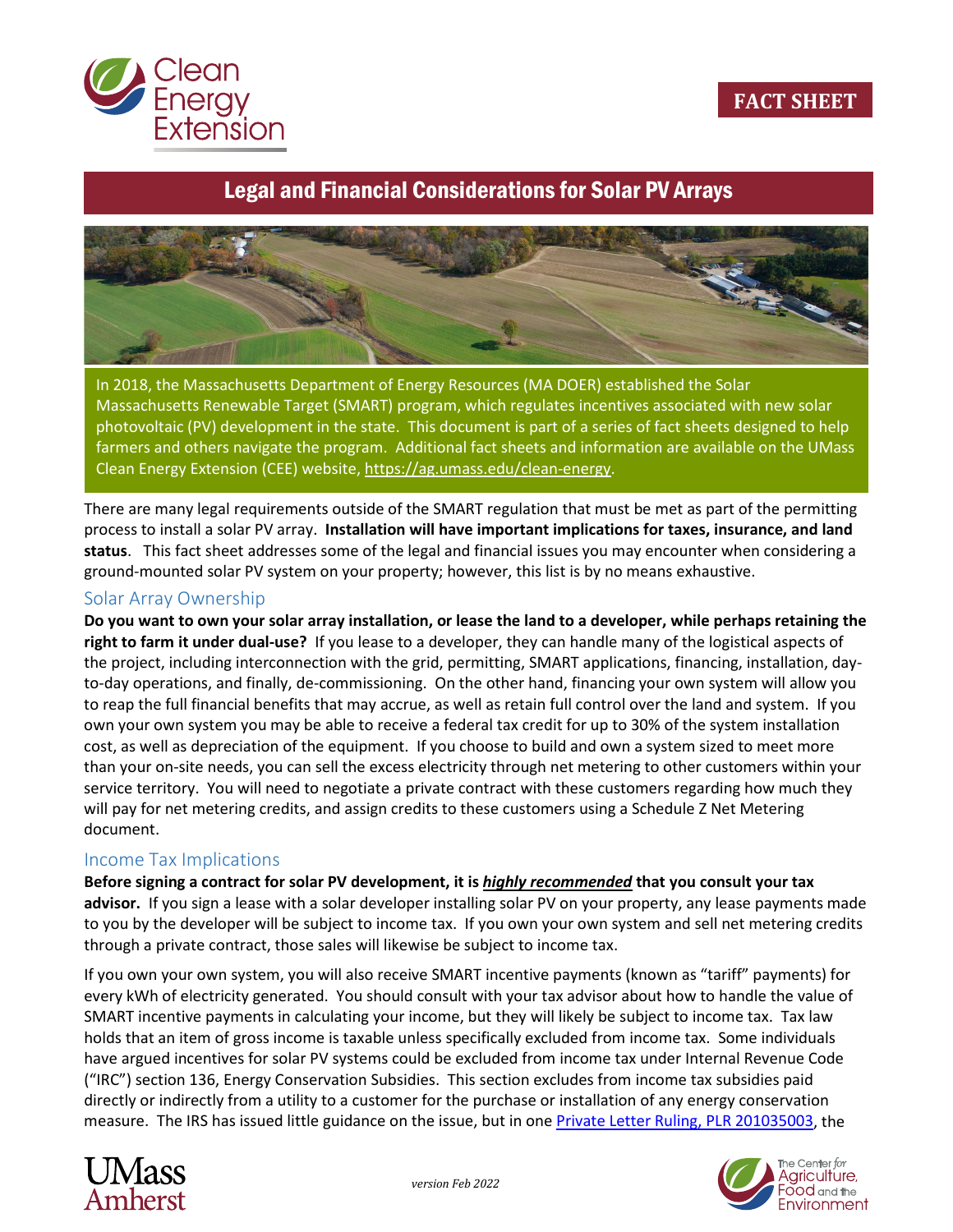FACT SHEET

# Legal and Financial Considerations for Solar PV Arrays

In 2018, the Massachusetts Department of Energy Resources (MA DOER) established the Solar Massachusetts Renewable Target (SMART) program, which regulates incentives associated with new solar photovoltaic (PV) development in the state. This document is part of a series of fact sheets designed to help farmers and others navigate the program. Additional fact sheets and information are available on the UMass Clean Energy Extension (CEE) website, https://ag.umass.edu/clean-energy.

There are many legal requirements outside of the SMART regulation that must be met as part of the permitting process to install a solar PV array. **Installation will have important implications for taxes, insurance, and land status**. This fact sheet addresses some of the legal and financial issues you may encounter when considering a ground-mounted solar PV system on your property; however, this list is by no means exhaustive.

## Solar Array Ownership

**Do you want to own your solar array installation, or lease the land to a developer, while perhaps retaining the right to farm it under dual-use?** If you lease to a developer, they can handle many of the logistical aspects of the project, including interconnection with the grid, permitting, SMART applications, financing, installation, day-to-day operations, and finally, de-commissioning. On the other hand, financing your own system will allow you to reap the full financial benefits that may accrue, as well as retain full control over the land and system. If you own your own system you may be able to receive a federal tax credit for up to 30% of the system installation cost, as well as depreciation of the equipment. If you choose to build and own a system sized to meet more than your on-site needs, you can sell the excess electricity through net metering to other customers within your service territory. You will need to negotiate a private contract with these customers regarding how much they will pay for net metering credits, and assign credits to these customers using a Schedule Z Net Metering document.

## Income Tax Implications

**Before signing a contract for solar PV development, it is _**highly recommended**_ that you consult your tax advisor.** If you sign a lease with a solar developer installing solar PV on your property, any lease payments made to you by the developer will be subject to income tax. If you own your own system and sell net metering credits through a private contract, those sales will likewise be subject to income tax.

If you own your own system, you will also receive SMART incentive payments (known as "tariff" payments) for every kWh of electricity generated. You should consult with your tax advisor about how to handle the value of SMART incentive payments in calculating your income, but they will likely be subject to income tax. Tax law holds that an item of gross income is taxable unless specifically excluded from income tax. Some individuals have argued incentives for solar PV systems could be excluded from income tax under Internal Revenue Code ("IRC") section 136, Energy Conservation Subsidies. This section excludes from income tax subsidies paid directly or indirectly from a utility to a customer for the purchase or installation of any energy conservation measure. The IRS has issued little guidance on the issue, but in one Private Letter Ruling, PLR 201035003, the

*version Feb 2022*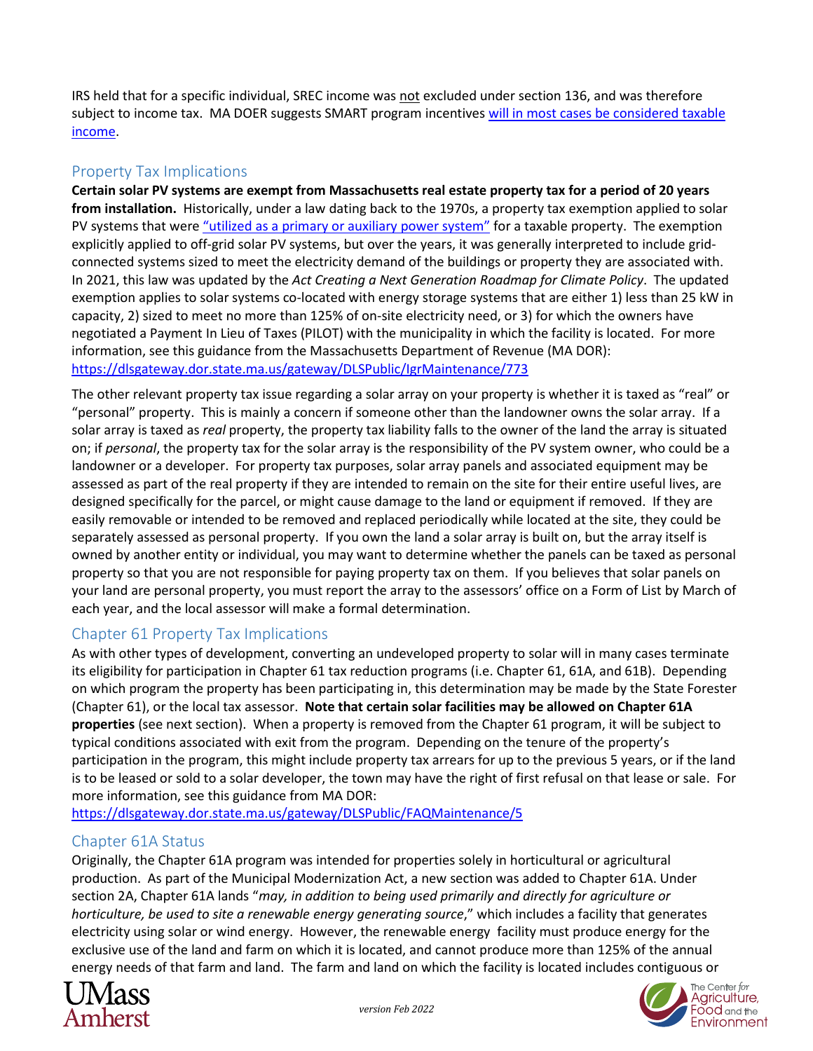IRS held that for a specific individual, SREC income was not excluded under section 136, and was therefore subject to income tax. MA DOER suggests SMART program incentives [will in most cases be considered taxable income](#).

## Property Tax Implications

**Certain solar PV systems are exempt from Massachusetts real estate property tax for a period of 20 years from installation.** Historically, under a law dating back to the 1970s, a property tax exemption applied to solar PV systems that were ["utilized as a primary or auxiliary power system"](#) for a taxable property. The exemption explicitly applied to off-grid solar PV systems, but over the years, it was generally interpreted to include grid-connected systems sized to meet the electricity demand of the buildings or property they are associated with. In 2021, this law was updated by the *Act Creating a Next Generation Roadmap for Climate Policy*. The updated exemption applies to solar systems co-located with energy storage systems that are either 1) less than 25 kW in capacity, 2) sized to meet no more than 125% of on-site electricity need, or 3) for which the owners have negotiated a Payment In Lieu of Taxes (PILOT) with the municipality in which the facility is located. For more information, see this guidance from the Massachusetts Department of Revenue (MA DOR): https://dlsgateway.dor.state.ma.us/gateway/DLSPublic/IgrMaintenance/773

The other relevant property tax issue regarding a solar array on your property is whether it is taxed as "real" or "personal" property. This is mainly a concern if someone other than the landowner owns the solar array. If a solar array is taxed as *real* property, the property tax liability falls to the owner of the land the array is situated on; if *personal*, the property tax for the solar array is the responsibility of the PV system owner, who could be a landowner or a developer. For property tax purposes, solar array panels and associated equipment may be assessed as part of the real property if they are intended to remain on the site for their entire useful lives, are designed specifically for the parcel, or might cause damage to the land or equipment if removed. If they are easily removable or intended to be removed and replaced periodically while located at the site, they could be separately assessed as personal property. If you own the land a solar array is built on, but the array itself is owned by another entity or individual, you may want to determine whether the panels can be taxed as personal property so that you are not responsible for paying property tax on them. If you believes that solar panels on your land are personal property, you must report the array to the assessors' office on a Form of List by March of each year, and the local assessor will make a formal determination.

## Chapter 61 Property Tax Implications

As with other types of development, converting an undeveloped property to solar will in many cases terminate its eligibility for participation in Chapter 61 tax reduction programs (i.e. Chapter 61, 61A, and 61B). Depending on which program the property has been participating in, this determination may be made by the State Forester (Chapter 61), or the local tax assessor. **Note that certain solar facilities may be allowed on Chapter 61A properties** (see next section). When a property is removed from the Chapter 61 program, it will be subject to typical conditions associated with exit from the program. Depending on the tenure of the property's participation in the program, this might include property tax arrears for up to the previous 5 years, or if the land is to be leased or sold to a solar developer, the town may have the right of first refusal on that lease or sale. For more information, see this guidance from MA DOR:
https://dlsgateway.dor.state.ma.us/gateway/DLSPublic/FAQMaintenance/5

## Chapter 61A Status

Originally, the Chapter 61A program was intended for properties solely in horticultural or agricultural production. As part of the Municipal Modernization Act, a new section was added to Chapter 61A. Under section 2A, Chapter 61A lands "*may, in addition to being used primarily and directly for agriculture or horticulture, be used to site a renewable energy generating source*," which includes a facility that generates electricity using solar or wind energy. However, the renewable energy facility must produce energy for the exclusive use of the land and farm on which it is located, and cannot produce more than 125% of the annual energy needs of that farm and land. The farm and land on which the facility is located includes contiguous or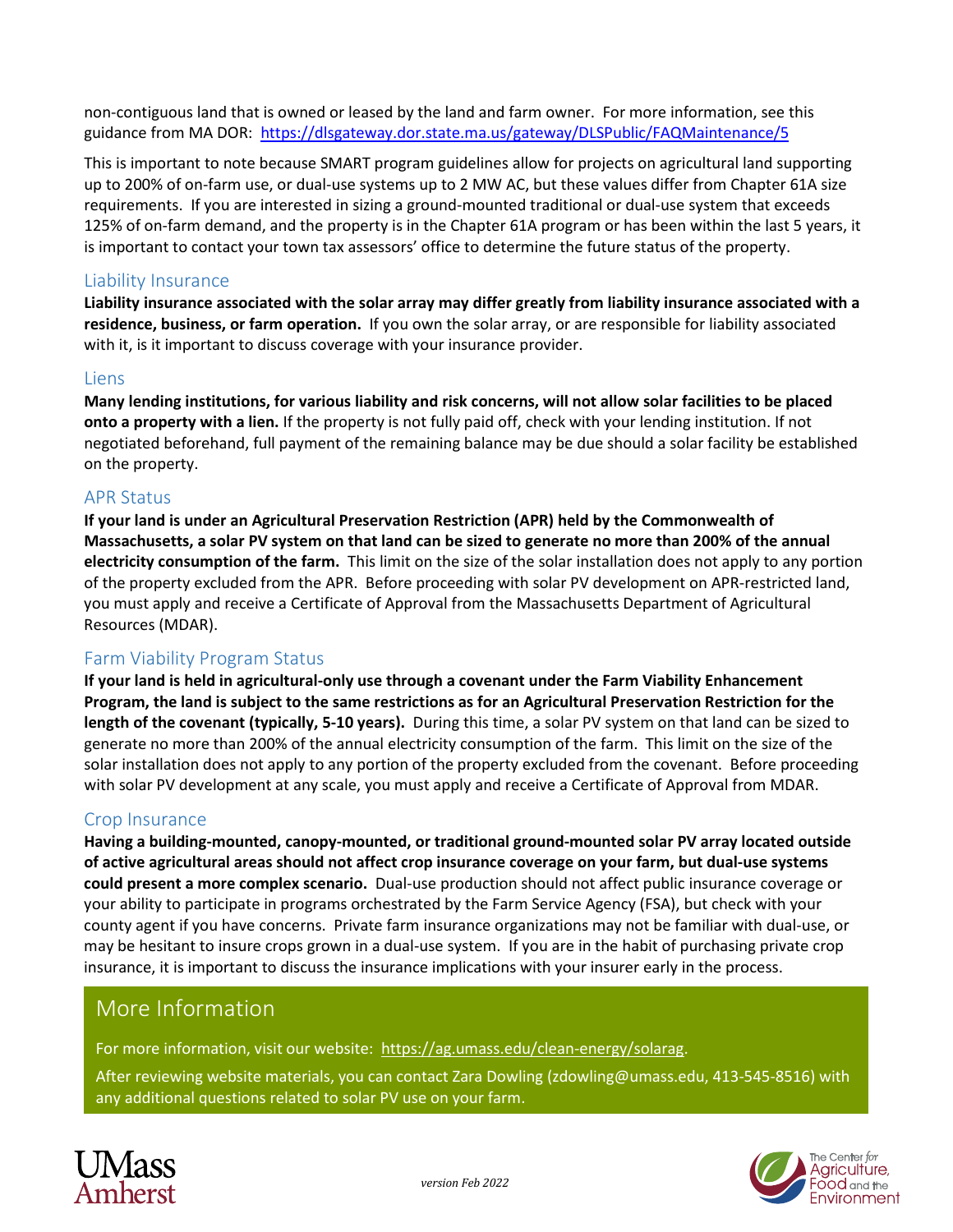non-contiguous land that is owned or leased by the land and farm owner. For more information, see this guidance from MA DOR: https://dlsgateway.dor.state.ma.us/gateway/DLSPublic/FAQMaintenance/5

This is important to note because SMART program guidelines allow for projects on agricultural land supporting up to 200% of on-farm use, or dual-use systems up to 2 MW AC, but these values differ from Chapter 61A size requirements. If you are interested in sizing a ground-mounted traditional or dual-use system that exceeds 125% of on-farm demand, and the property is in the Chapter 61A program or has been within the last 5 years, it is important to contact your town tax assessors' office to determine the future status of the property.

## Liability Insurance

**Liability insurance associated with the solar array may differ greatly from liability insurance associated with a residence, business, or farm operation.** If you own the solar array, or are responsible for liability associated with it, is it important to discuss coverage with your insurance provider.

## Liens

**Many lending institutions, for various liability and risk concerns, will not allow solar facilities to be placed onto a property with a lien.** If the property is not fully paid off, check with your lending institution. If not negotiated beforehand, full payment of the remaining balance may be due should a solar facility be established on the property.

## APR Status

**If your land is under an Agricultural Preservation Restriction (APR) held by the Commonwealth of Massachusetts, a solar PV system on that land can be sized to generate no more than 200% of the annual electricity consumption of the farm.** This limit on the size of the solar installation does not apply to any portion of the property excluded from the APR. Before proceeding with solar PV development on APR-restricted land, you must apply and receive a Certificate of Approval from the Massachusetts Department of Agricultural Resources (MDAR).

## Farm Viability Program Status

**If your land is held in agricultural-only use through a covenant under the Farm Viability Enhancement Program, the land is subject to the same restrictions as for an Agricultural Preservation Restriction for the length of the covenant (typically, 5-10 years).** During this time, a solar PV system on that land can be sized to generate no more than 200% of the annual electricity consumption of the farm. This limit on the size of the solar installation does not apply to any portion of the property excluded from the covenant. Before proceeding with solar PV development at any scale, you must apply and receive a Certificate of Approval from MDAR.

## Crop Insurance

**Having a building-mounted, canopy-mounted, or traditional ground-mounted solar PV array located outside of active agricultural areas should not affect crop insurance coverage on your farm, but dual-use systems could present a more complex scenario.** Dual-use production should not affect public insurance coverage or your ability to participate in programs orchestrated by the Farm Service Agency (FSA), but check with your county agent if you have concerns. Private farm insurance organizations may not be familiar with dual-use, or may be hesitant to insure crops grown in a dual-use system. If you are in the habit of purchasing private crop insurance, it is important to discuss the insurance implications with your insurer early in the process.

## More Information

For more information, visit our website: https://ag.umass.edu/clean-energy/solarag.

After reviewing website materials, you can contact Zara Dowling (zdowling@umass.edu, 413-545-8516) with any additional questions related to solar PV use on your farm.

UMass Amherst

*version Feb 2022*

The Center for Agriculture, Food and the Environment